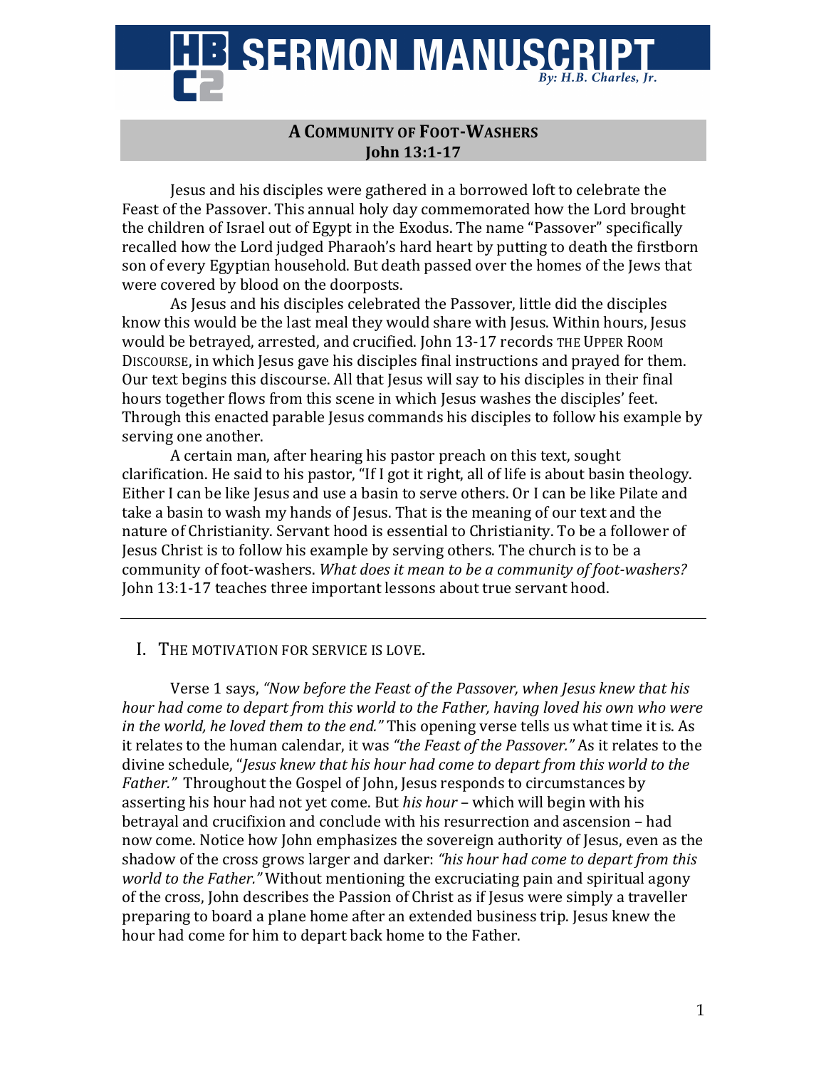# SERMON MANUSCRIPT

*By: H.B. Charles, Jr.*

## A COMMUNITY OF FOOT-WASHERS
**John 13:1-17**

Jesus and his disciples were gathered in a borrowed loft to celebrate the Feast of the Passover. This annual holy day commemorated how the Lord brought the children of Israel out of Egypt in the Exodus. The name "Passover" specifically recalled how the Lord judged Pharaoh's hard heart by putting to death the firstborn son of every Egyptian household. But death passed over the homes of the Jews that were covered by blood on the doorposts.

As Jesus and his disciples celebrated the Passover, little did the disciples know this would be the last meal they would share with Jesus. Within hours, Jesus would be betrayed, arrested, and crucified. John 13-17 records THE UPPER ROOM DISCOURSE, in which Jesus gave his disciples final instructions and prayed for them. Our text begins this discourse. All that Jesus will say to his disciples in their final hours together flows from this scene in which Jesus washes the disciples' feet. Through this enacted parable Jesus commands his disciples to follow his example by serving one another.

A certain man, after hearing his pastor preach on this text, sought clarification. He said to his pastor, "If I got it right, all of life is about basin theology. Either I can be like Jesus and use a basin to serve others. Or I can be like Pilate and take a basin to wash my hands of Jesus. That is the meaning of our text and the nature of Christianity. Servant hood is essential to Christianity. To be a follower of Jesus Christ is to follow his example by serving others. The church is to be a community of foot-washers. *What does it mean to be a community of foot-washers?* John 13:1-17 teaches three important lessons about true servant hood.

---

## I. THE MOTIVATION FOR SERVICE IS LOVE.

Verse 1 says, *"Now before the Feast of the Passover, when Jesus knew that his hour had come to depart from this world to the Father, having loved his own who were in the world, he loved them to the end."* This opening verse tells us what time it is. As it relates to the human calendar, it was *"the Feast of the Passover."* As it relates to the divine schedule, "*Jesus knew that his hour had come to depart from this world to the Father."* Throughout the Gospel of John, Jesus responds to circumstances by asserting his hour had not yet come. But *his hour* – which will begin with his betrayal and crucifixion and conclude with his resurrection and ascension – had now come. Notice how John emphasizes the sovereign authority of Jesus, even as the shadow of the cross grows larger and darker: *"his hour had come to depart from this world to the Father."* Without mentioning the excruciating pain and spiritual agony of the cross, John describes the Passion of Christ as if Jesus were simply a traveller preparing to board a plane home after an extended business trip. Jesus knew the hour had come for him to depart back home to the Father.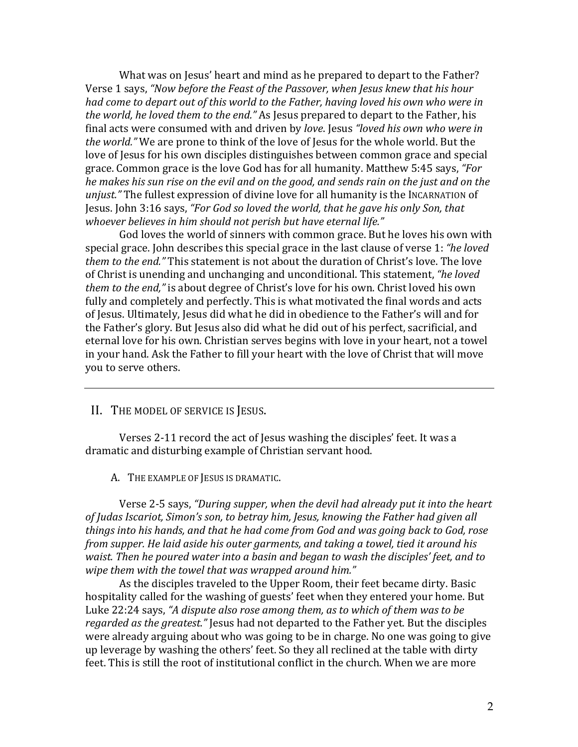What was on Jesus' heart and mind as he prepared to depart to the Father? Verse 1 says, *"Now before the Feast of the Passover, when Jesus knew that his hour had come to depart out of this world to the Father, having loved his own who were in the world, he loved them to the end."* As Jesus prepared to depart to the Father, his final acts were consumed with and driven by *love*. Jesus *"loved his own who were in the world."* We are prone to think of the love of Jesus for the whole world. But the love of Jesus for his own disciples distinguishes between common grace and special grace. Common grace is the love God has for all humanity. Matthew 5:45 says, *"For he makes his sun rise on the evil and on the good, and sends rain on the just and on the unjust."* The fullest expression of divine love for all humanity is the INCARNATION of Jesus. John 3:16 says, *"For God so loved the world, that he gave his only Son, that whoever believes in him should not perish but have eternal life."*

God loves the world of sinners with common grace. But he loves his own with special grace. John describes this special grace in the last clause of verse 1: *"he loved them to the end."* This statement is not about the duration of Christ's love. The love of Christ is unending and unchanging and unconditional. This statement, *"he loved them to the end,"* is about degree of Christ's love for his own. Christ loved his own fully and completely and perfectly. This is what motivated the final words and acts of Jesus. Ultimately, Jesus did what he did in obedience to the Father's will and for the Father's glory. But Jesus also did what he did out of his perfect, sacrificial, and eternal love for his own. Christian serves begins with love in your heart, not a towel in your hand. Ask the Father to fill your heart with the love of Christ that will move you to serve others.

---

## II. THE MODEL OF SERVICE IS JESUS.

Verses 2-11 record the act of Jesus washing the disciples' feet. It was a dramatic and disturbing example of Christian servant hood.

### A. THE EXAMPLE OF JESUS IS DRAMATIC.

Verse 2-5 says, *"During supper, when the devil had already put it into the heart of Judas Iscariot, Simon's son, to betray him, Jesus, knowing the Father had given all things into his hands, and that he had come from God and was going back to God, rose from supper. He laid aside his outer garments, and taking a towel, tied it around his waist. Then he poured water into a basin and began to wash the disciples' feet, and to wipe them with the towel that was wrapped around him."*

As the disciples traveled to the Upper Room, their feet became dirty. Basic hospitality called for the washing of guests' feet when they entered your home. But Luke 22:24 says, *"A dispute also rose among them, as to which of them was to be regarded as the greatest."* Jesus had not departed to the Father yet. But the disciples were already arguing about who was going to be in charge. No one was going to give up leverage by washing the others' feet. So they all reclined at the table with dirty feet. This is still the root of institutional conflict in the church. When we are more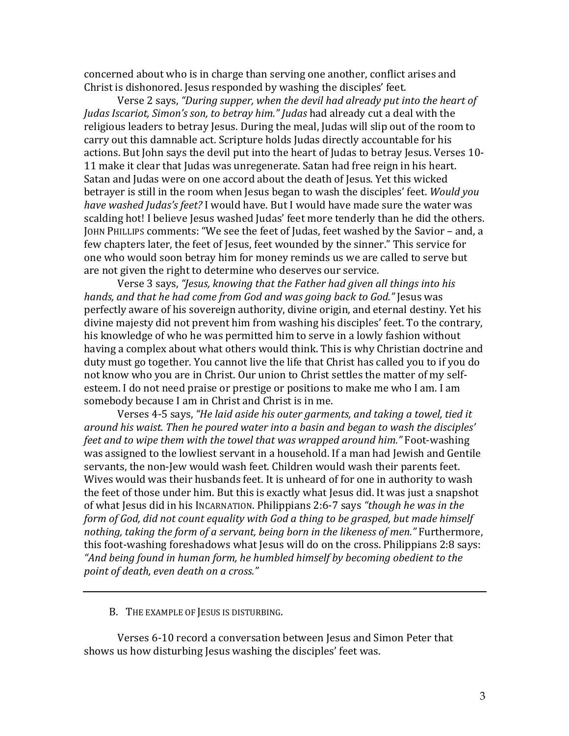concerned about who is in charge than serving one another, conflict arises and Christ is dishonored. Jesus responded by washing the disciples' feet.

Verse 2 says, *"During supper, when the devil had already put into the heart of Judas Iscariot, Simon's son, to betray him." Judas* had already cut a deal with the religious leaders to betray Jesus. During the meal, Judas will slip out of the room to carry out this damnable act. Scripture holds Judas directly accountable for his actions. But John says the devil put into the heart of Judas to betray Jesus. Verses 10-11 make it clear that Judas was unregenerate. Satan had free reign in his heart. Satan and Judas were on one accord about the death of Jesus. Yet this wicked betrayer is still in the room when Jesus began to wash the disciples' feet. *Would you have washed Judas's feet?* I would have. But I would have made sure the water was scalding hot! I believe Jesus washed Judas' feet more tenderly than he did the others. JOHN PHILLIPS comments: "We see the feet of Judas, feet washed by the Savior – and, a few chapters later, the feet of Jesus, feet wounded by the sinner." This service for one who would soon betray him for money reminds us we are called to serve but are not given the right to determine who deserves our service.

Verse 3 says, *"Jesus, knowing that the Father had given all things into his hands, and that he had come from God and was going back to God."* Jesus was perfectly aware of his sovereign authority, divine origin, and eternal destiny. Yet his divine majesty did not prevent him from washing his disciples' feet. To the contrary, his knowledge of who he was permitted him to serve in a lowly fashion without having a complex about what others would think. This is why Christian doctrine and duty must go together. You cannot live the life that Christ has called you to if you do not know who you are in Christ. Our union to Christ settles the matter of my self-esteem. I do not need praise or prestige or positions to make me who I am. I am somebody because I am in Christ and Christ is in me.

Verses 4-5 says, *"He laid aside his outer garments, and taking a towel, tied it around his waist. Then he poured water into a basin and began to wash the disciples' feet and to wipe them with the towel that was wrapped around him."* Foot-washing was assigned to the lowliest servant in a household. If a man had Jewish and Gentile servants, the non-Jew would wash feet. Children would wash their parents feet. Wives would was their husbands feet. It is unheard of for one in authority to wash the feet of those under him. But this is exactly what Jesus did. It was just a snapshot of what Jesus did in his INCARNATION. Philippians 2:6-7 says *"though he was in the form of God, did not count equality with God a thing to be grasped, but made himself nothing, taking the form of a servant, being born in the likeness of men."* Furthermore, this foot-washing foreshadows what Jesus will do on the cross. Philippians 2:8 says: *"And being found in human form, he humbled himself by becoming obedient to the point of death, even death on a cross."*

---

## B. THE EXAMPLE OF JESUS IS DISTURBING.

Verses 6-10 record a conversation between Jesus and Simon Peter that shows us how disturbing Jesus washing the disciples' feet was.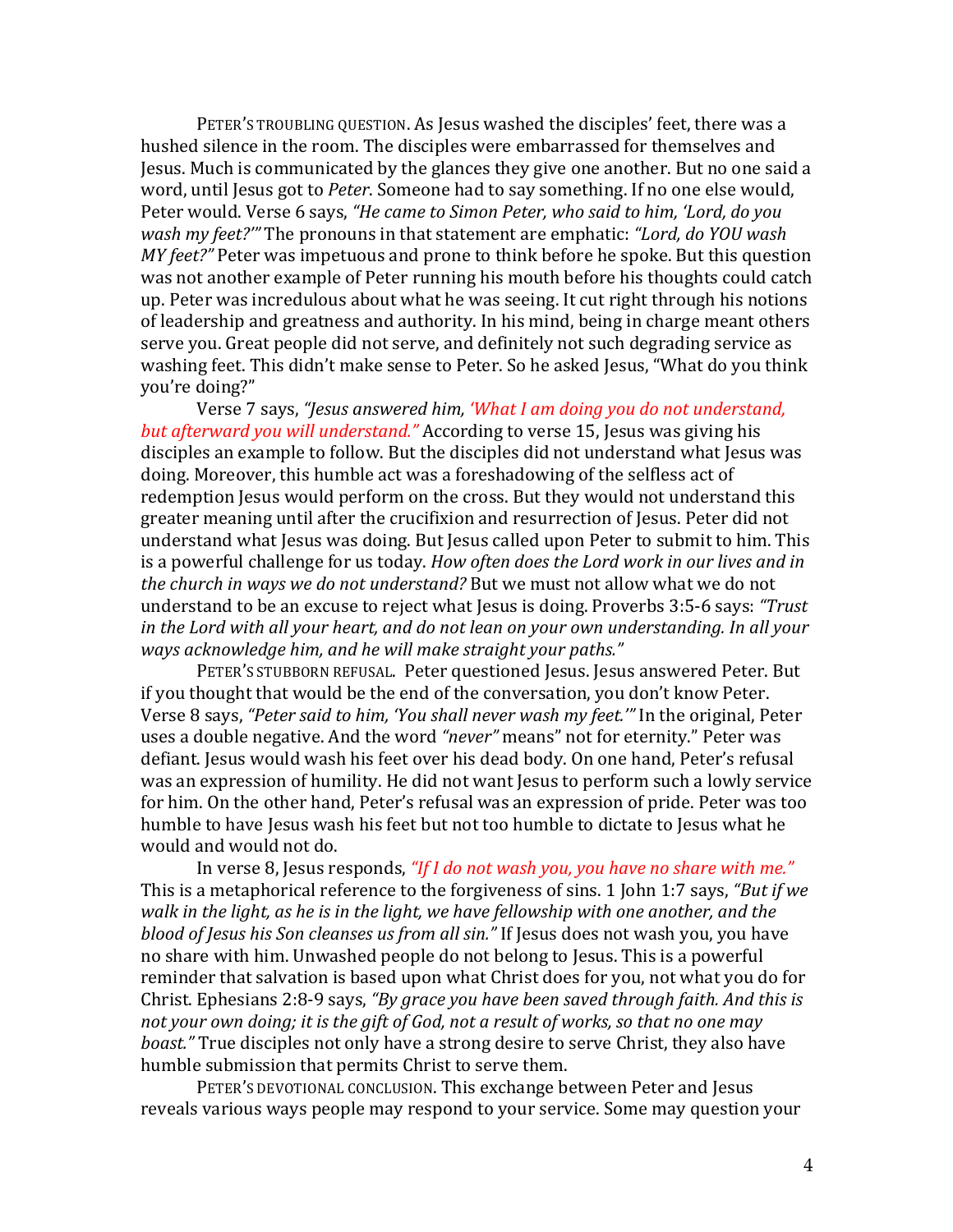PETER'S TROUBLING QUESTION. As Jesus washed the disciples' feet, there was a hushed silence in the room. The disciples were embarrassed for themselves and Jesus. Much is communicated by the glances they give one another. But no one said a word, until Jesus got to *Peter*. Someone had to say something. If no one else would, Peter would. Verse 6 says, *"He came to Simon Peter, who said to him, 'Lord, do you wash my feet?'"* The pronouns in that statement are emphatic: *"Lord, do YOU wash MY feet?"* Peter was impetuous and prone to think before he spoke. But this question was not another example of Peter running his mouth before his thoughts could catch up. Peter was incredulous about what he was seeing. It cut right through his notions of leadership and greatness and authority. In his mind, being in charge meant others serve you. Great people did not serve, and definitely not such degrading service as washing feet. This didn't make sense to Peter. So he asked Jesus, "What do you think you're doing?"

Verse 7 says, *"Jesus answered him, 'What I am doing you do not understand, but afterward you will understand."* According to verse 15, Jesus was giving his disciples an example to follow. But the disciples did not understand what Jesus was doing. Moreover, this humble act was a foreshadowing of the selfless act of redemption Jesus would perform on the cross. But they would not understand this greater meaning until after the crucifixion and resurrection of Jesus. Peter did not understand what Jesus was doing. But Jesus called upon Peter to submit to him. This is a powerful challenge for us today. *How often does the Lord work in our lives and in the church in ways we do not understand?* But we must not allow what we do not understand to be an excuse to reject what Jesus is doing. Proverbs 3:5-6 says: *"Trust in the Lord with all your heart, and do not lean on your own understanding. In all your ways acknowledge him, and he will make straight your paths."*

PETER'S STUBBORN REFUSAL. Peter questioned Jesus. Jesus answered Peter. But if you thought that would be the end of the conversation, you don't know Peter. Verse 8 says, *"Peter said to him, 'You shall never wash my feet.'"* In the original, Peter uses a double negative. And the word *"never"* means" not for eternity." Peter was defiant. Jesus would wash his feet over his dead body. On one hand, Peter's refusal was an expression of humility. He did not want Jesus to perform such a lowly service for him. On the other hand, Peter's refusal was an expression of pride. Peter was too humble to have Jesus wash his feet but not too humble to dictate to Jesus what he would and would not do.

In verse 8, Jesus responds, *"If I do not wash you, you have no share with me."* This is a metaphorical reference to the forgiveness of sins. 1 John 1:7 says, *"But if we walk in the light, as he is in the light, we have fellowship with one another, and the blood of Jesus his Son cleanses us from all sin."* If Jesus does not wash you, you have no share with him. Unwashed people do not belong to Jesus. This is a powerful reminder that salvation is based upon what Christ does for you, not what you do for Christ. Ephesians 2:8-9 says, *"By grace you have been saved through faith. And this is not your own doing; it is the gift of God, not a result of works, so that no one may boast."* True disciples not only have a strong desire to serve Christ, they also have humble submission that permits Christ to serve them.

PETER'S DEVOTIONAL CONCLUSION. This exchange between Peter and Jesus reveals various ways people may respond to your service. Some may question your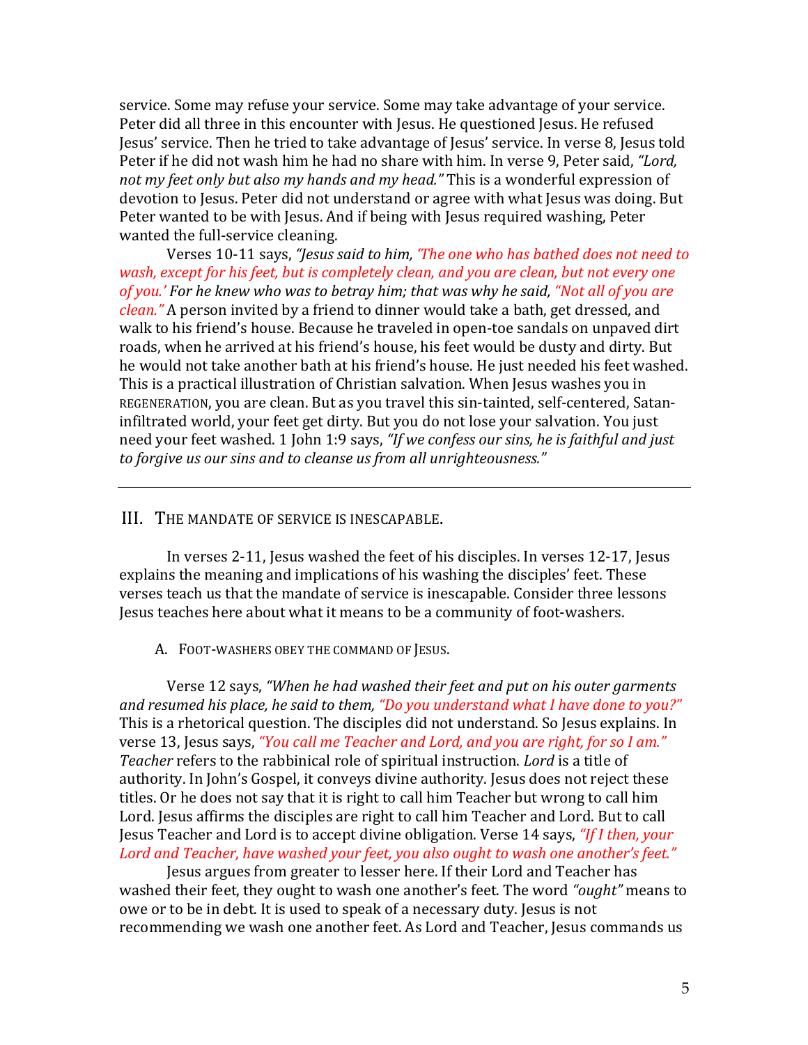service. Some may refuse your service. Some may take advantage of your service. Peter did all three in this encounter with Jesus. He questioned Jesus. He refused Jesus' service. Then he tried to take advantage of Jesus' service. In verse 8, Jesus told Peter if he did not wash him he had no share with him. In verse 9, Peter said, *"Lord, not my feet only but also my hands and my head."* This is a wonderful expression of devotion to Jesus. Peter did not understand or agree with what Jesus was doing. But Peter wanted to be with Jesus. And if being with Jesus required washing, Peter wanted the full-service cleaning.

Verses 10-11 says, *"Jesus said to him, 'The one who has bathed does not need to wash, except for his feet, but is completely clean, and you are clean, but not every one of you.' For he knew who was to betray him; that was why he said, "Not all of you are clean."* A person invited by a friend to dinner would take a bath, get dressed, and walk to his friend's house. Because he traveled in open-toe sandals on unpaved dirt roads, when he arrived at his friend's house, his feet would be dusty and dirty. But he would not take another bath at his friend's house. He just needed his feet washed. This is a practical illustration of Christian salvation. When Jesus washes you in REGENERATION, you are clean. But as you travel this sin-tainted, self-centered, Satan-infiltrated world, your feet get dirty. But you do not lose your salvation. You just need your feet washed. 1 John 1:9 says, *"If we confess our sins, he is faithful and just to forgive us our sins and to cleanse us from all unrighteousness."*

---

## III. THE MANDATE OF SERVICE IS INESCAPABLE.

In verses 2-11, Jesus washed the feet of his disciples. In verses 12-17, Jesus explains the meaning and implications of his washing the disciples' feet. These verses teach us that the mandate of service is inescapable. Consider three lessons Jesus teaches here about what it means to be a community of foot-washers.

### A. FOOT-WASHERS OBEY THE COMMAND OF JESUS.

Verse 12 says, *"When he had washed their feet and put on his outer garments and resumed his place, he said to them, "Do you understand what I have done to you?"* This is a rhetorical question. The disciples did not understand. So Jesus explains. In verse 13, Jesus says, *"You call me Teacher and Lord, and you are right, for so I am."* *Teacher* refers to the rabbinical role of spiritual instruction. *Lord* is a title of authority. In John's Gospel, it conveys divine authority. Jesus does not reject these titles. Or he does not say that it is right to call him Teacher but wrong to call him Lord. Jesus affirms the disciples are right to call him Teacher and Lord. But to call Jesus Teacher and Lord is to accept divine obligation. Verse 14 says, *"If I then, your Lord and Teacher, have washed your feet, you also ought to wash one another's feet."*

Jesus argues from greater to lesser here. If their Lord and Teacher has washed their feet, they ought to wash one another's feet. The word *"ought"* means to owe or to be in debt. It is used to speak of a necessary duty. Jesus is not recommending we wash one another feet. As Lord and Teacher, Jesus commands us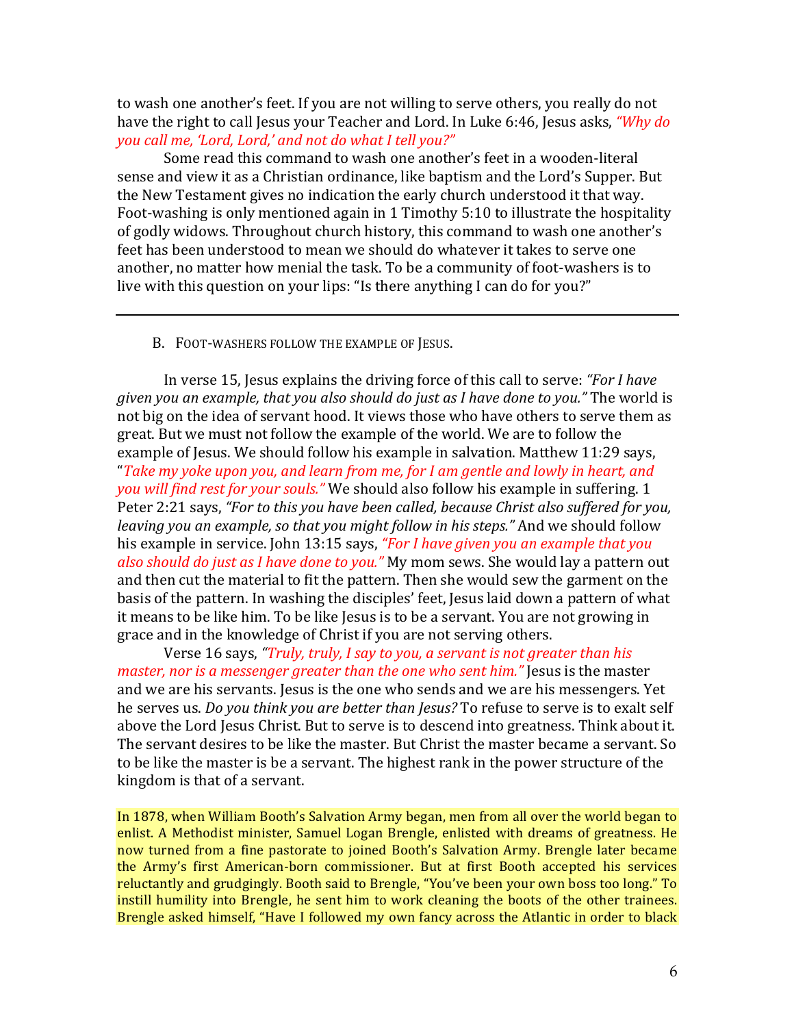to wash one another's feet. If you are not willing to serve others, you really do not have the right to call Jesus your Teacher and Lord. In Luke 6:46, Jesus asks, *"Why do you call me, 'Lord, Lord,' and not do what I tell you?"*

Some read this command to wash one another's feet in a wooden-literal sense and view it as a Christian ordinance, like baptism and the Lord's Supper. But the New Testament gives no indication the early church understood it that way. Foot-washing is only mentioned again in 1 Timothy 5:10 to illustrate the hospitality of godly widows. Throughout church history, this command to wash one another's feet has been understood to mean we should do whatever it takes to serve one another, no matter how menial the task. To be a community of foot-washers is to live with this question on your lips: "Is there anything I can do for you?"

---

B. FOOT-WASHERS FOLLOW THE EXAMPLE OF JESUS.

In verse 15, Jesus explains the driving force of this call to serve: *"For I have given you an example, that you also should do just as I have done to you."* The world is not big on the idea of servant hood. It views those who have others to serve them as great. But we must not follow the example of the world. We are to follow the example of Jesus. We should follow his example in salvation. Matthew 11:29 says, "*Take my yoke upon you, and learn from me, for I am gentle and lowly in heart, and you will find rest for your souls."* We should also follow his example in suffering. 1 Peter 2:21 says, *"For to this you have been called, because Christ also suffered for you, leaving you an example, so that you might follow in his steps."* And we should follow his example in service. John 13:15 says, *"For I have given you an example that you also should do just as I have done to you."* My mom sews. She would lay a pattern out and then cut the material to fit the pattern. Then she would sew the garment on the basis of the pattern. In washing the disciples' feet, Jesus laid down a pattern of what it means to be like him. To be like Jesus is to be a servant. You are not growing in grace and in the knowledge of Christ if you are not serving others.

Verse 16 says, *"Truly, truly, I say to you, a servant is not greater than his master, nor is a messenger greater than the one who sent him."* Jesus is the master and we are his servants. Jesus is the one who sends and we are his messengers. Yet he serves us. *Do you think you are better than Jesus?* To refuse to serve is to exalt self above the Lord Jesus Christ. But to serve is to descend into greatness. Think about it. The servant desires to be like the master. But Christ the master became a servant. So to be like the master is be a servant. The highest rank in the power structure of the kingdom is that of a servant.

In 1878, when William Booth's Salvation Army began, men from all over the world began to enlist. A Methodist minister, Samuel Logan Brengle, enlisted with dreams of greatness. He now turned from a fine pastorate to joined Booth's Salvation Army. Brengle later became the Army's first American-born commissioner. But at first Booth accepted his services reluctantly and grudgingly. Booth said to Brengle, "You've been your own boss too long." To instill humility into Brengle, he sent him to work cleaning the boots of the other trainees. Brengle asked himself, "Have I followed my own fancy across the Atlantic in order to black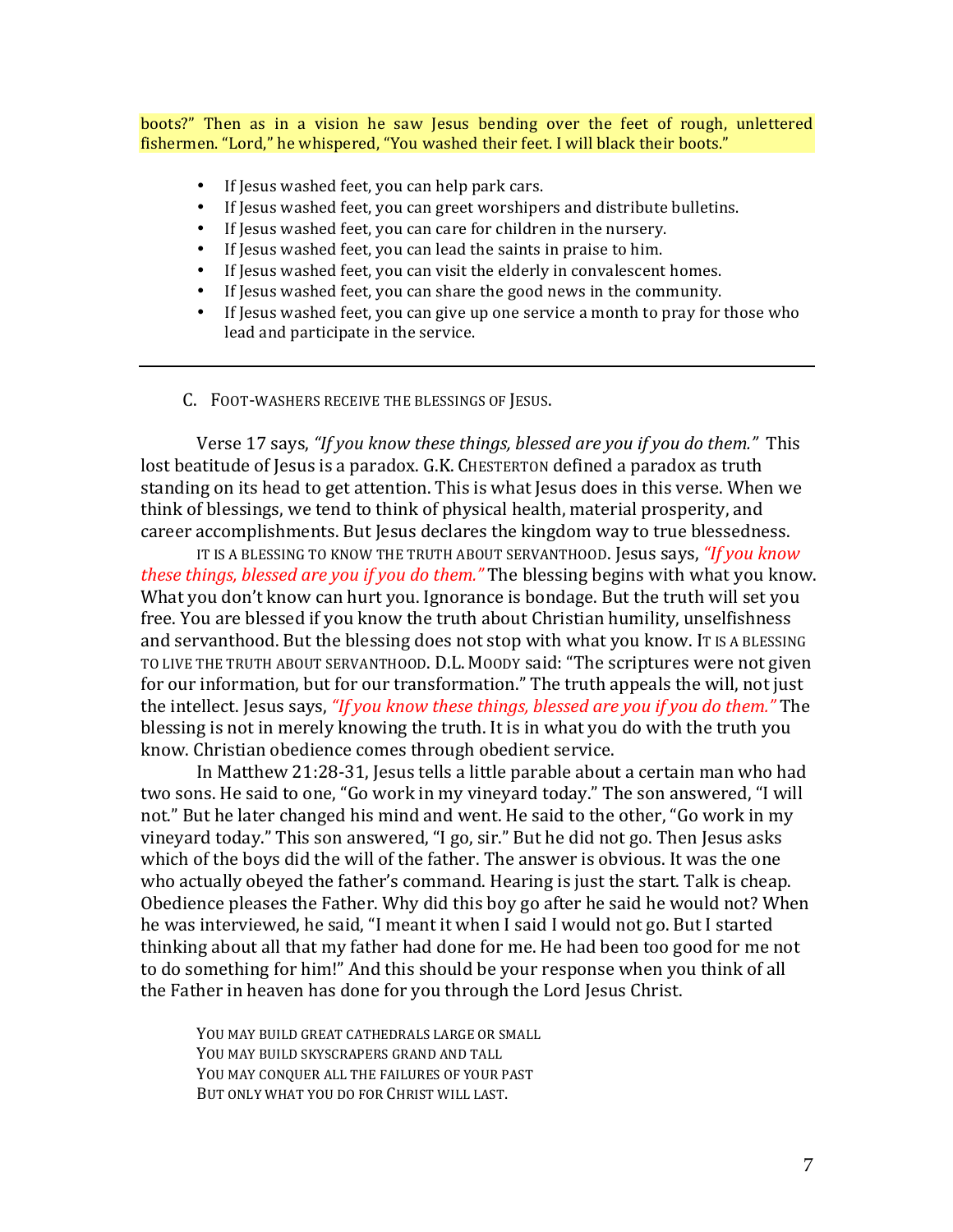boots?" Then as in a vision he saw Jesus bending over the feet of rough, unlettered fishermen. "Lord," he whispered, "You washed their feet. I will black their boots."

- If Jesus washed feet, you can help park cars.
- If Jesus washed feet, you can greet worshipers and distribute bulletins.
- If Jesus washed feet, you can care for children in the nursery.
- If Jesus washed feet, you can lead the saints in praise to him.
- If Jesus washed feet, you can visit the elderly in convalescent homes.
- If Jesus washed feet, you can share the good news in the community.
- If Jesus washed feet, you can give up one service a month to pray for those who lead and participate in the service.

---

C. FOOT-WASHERS RECEIVE THE BLESSINGS OF JESUS.

Verse 17 says, *"If you know these things, blessed are you if you do them."* This lost beatitude of Jesus is a paradox. G.K. CHESTERTON defined a paradox as truth standing on its head to get attention. This is what Jesus does in this verse. When we think of blessings, we tend to think of physical health, material prosperity, and career accomplishments. But Jesus declares the kingdom way to true blessedness.

IT IS A BLESSING TO KNOW THE TRUTH ABOUT SERVANTHOOD. Jesus says, *"If you know these things, blessed are you if you do them."* The blessing begins with what you know. What you don't know can hurt you. Ignorance is bondage. But the truth will set you free. You are blessed if you know the truth about Christian humility, unselfishness and servanthood. But the blessing does not stop with what you know. IT IS A BLESSING TO LIVE THE TRUTH ABOUT SERVANTHOOD. D.L. MOODY said: "The scriptures were not given for our information, but for our transformation." The truth appeals the will, not just the intellect. Jesus says, *"If you know these things, blessed are you if you do them."* The blessing is not in merely knowing the truth. It is in what you do with the truth you know. Christian obedience comes through obedient service.

In Matthew 21:28-31, Jesus tells a little parable about a certain man who had two sons. He said to one, "Go work in my vineyard today." The son answered, "I will not." But he later changed his mind and went. He said to the other, "Go work in my vineyard today." This son answered, "I go, sir." But he did not go. Then Jesus asks which of the boys did the will of the father. The answer is obvious. It was the one who actually obeyed the father's command. Hearing is just the start. Talk is cheap. Obedience pleases the Father. Why did this boy go after he said he would not? When he was interviewed, he said, "I meant it when I said I would not go. But I started thinking about all that my father had done for me. He had been too good for me not to do something for him!" And this should be your response when you think of all the Father in heaven has done for you through the Lord Jesus Christ.

YOU MAY BUILD GREAT CATHEDRALS LARGE OR SMALL
YOU MAY BUILD SKYSCRAPERS GRAND AND TALL
YOU MAY CONQUER ALL THE FAILURES OF YOUR PAST
BUT ONLY WHAT YOU DO FOR CHRIST WILL LAST.